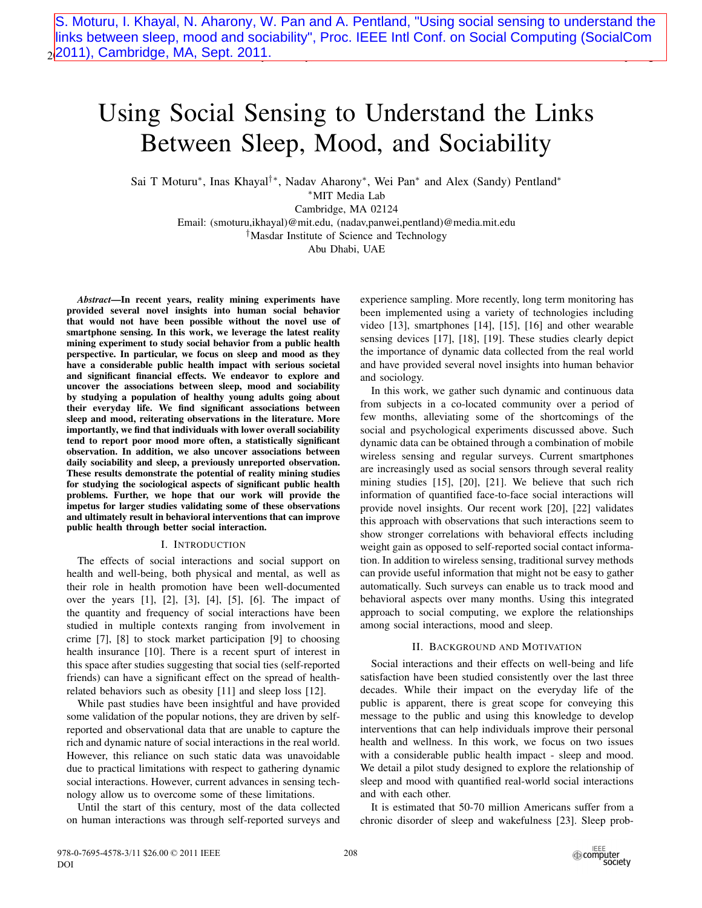S. Moturu, I. Khayal, N. Aharony, W. Pan and A. Pentland, "Using social sensing to understand the links between sleep, mood and sociability", Proc. IEEE Intl Conf. on Social Computing (SocialCom 2011), Cambridge, MA, Sept. 2011.

# Using Social Sensing to Understand the Links Between Sleep, Mood, and Sociability

Sai T Moturu*, Inas Khayal†*, Nadav Aharony*, Wei Pan* and Alex (Sandy) Pentland*

*MIT Media Lab
Cambridge, MA 02124
Email: (smoturu,ikhayal)@mit.edu, (nadav,panwei,pentland)@media.mit.edu
†Masdar Institute of Science and Technology
Abu Dhabi, UAE

***Abstract*—In recent years, reality mining experiments have provided several novel insights into human social behavior that would not have been possible without the novel use of smartphone sensing. In this work, we leverage the latest reality mining experiment to study social behavior from a public health perspective. In particular, we focus on sleep and mood as they have a considerable public health impact with serious societal and significant financial effects. We endeavor to explore and uncover the associations between sleep, mood and sociability by studying a population of healthy young adults going about their everyday life. We find significant associations between sleep and mood, reiterating observations in the literature. More importantly, we find that individuals with lower overall sociability tend to report poor mood more often, a statistically significant observation. In addition, we also uncover associations between daily sociability and sleep, a previously unreported observation. These results demonstrate the potential of reality mining studies for studying the sociological aspects of significant public health problems. Further, we hope that our work will provide the impetus for larger studies validating some of these observations and ultimately result in behavioral interventions that can improve public health through better social interaction.**

## I. Introduction

The effects of social interactions and social support on health and well-being, both physical and mental, as well as their role in health promotion have been well-documented over the years [1], [2], [3], [4], [5], [6]. The impact of the quantity and frequency of social interactions have been studied in multiple contexts ranging from involvement in crime [7], [8] to stock market participation [9] to choosing health insurance [10]. There is a recent spurt of interest in this space after studies suggesting that social ties (self-reported friends) can have a significant effect on the spread of health-related behaviors such as obesity [11] and sleep loss [12].

While past studies have been insightful and have provided some validation of the popular notions, they are driven by self-reported and observational data that are unable to capture the rich and dynamic nature of social interactions in the real world. However, this reliance on such static data was unavoidable due to practical limitations with respect to gathering dynamic social interactions. However, current advances in sensing technology allow us to overcome some of these limitations.

Until the start of this century, most of the data collected on human interactions was through self-reported surveys and experience sampling. More recently, long term monitoring has been implemented using a variety of technologies including video [13], smartphones [14], [15], [16] and other wearable sensing devices [17], [18], [19]. These studies clearly depict the importance of dynamic data collected from the real world and have provided several novel insights into human behavior and sociology.

In this work, we gather such dynamic and continuous data from subjects in a co-located community over a period of few months, alleviating some of the shortcomings of the social and psychological experiments discussed above. Such dynamic data can be obtained through a combination of mobile wireless sensing and regular surveys. Current smartphones are increasingly used as social sensors through several reality mining studies [15], [20], [21]. We believe that such rich information of quantified face-to-face social interactions will provide novel insights. Our recent work [20], [22] validates this approach with observations that such interactions seem to show stronger correlations with behavioral effects including weight gain as opposed to self-reported social contact information. In addition to wireless sensing, traditional survey methods can provide useful information that might not be easy to gather automatically. Such surveys can enable us to track mood and behavioral aspects over many months. Using this integrated approach to social computing, we explore the relationships among social interactions, mood and sleep.

## II. Background and Motivation

Social interactions and their effects on well-being and life satisfaction have been studied consistently over the last three decades. While their impact on the everyday life of the public is apparent, there is great scope for conveying this message to the public and using this knowledge to develop interventions that can help individuals improve their personal health and wellness. In this work, we focus on two issues with a considerable public health impact - sleep and mood. We detail a pilot study designed to explore the relationship of sleep and mood with quantified real-world social interactions and with each other.

It is estimated that 50-70 million Americans suffer from a chronic disorder of sleep and wakefulness [23]. Sleep prob-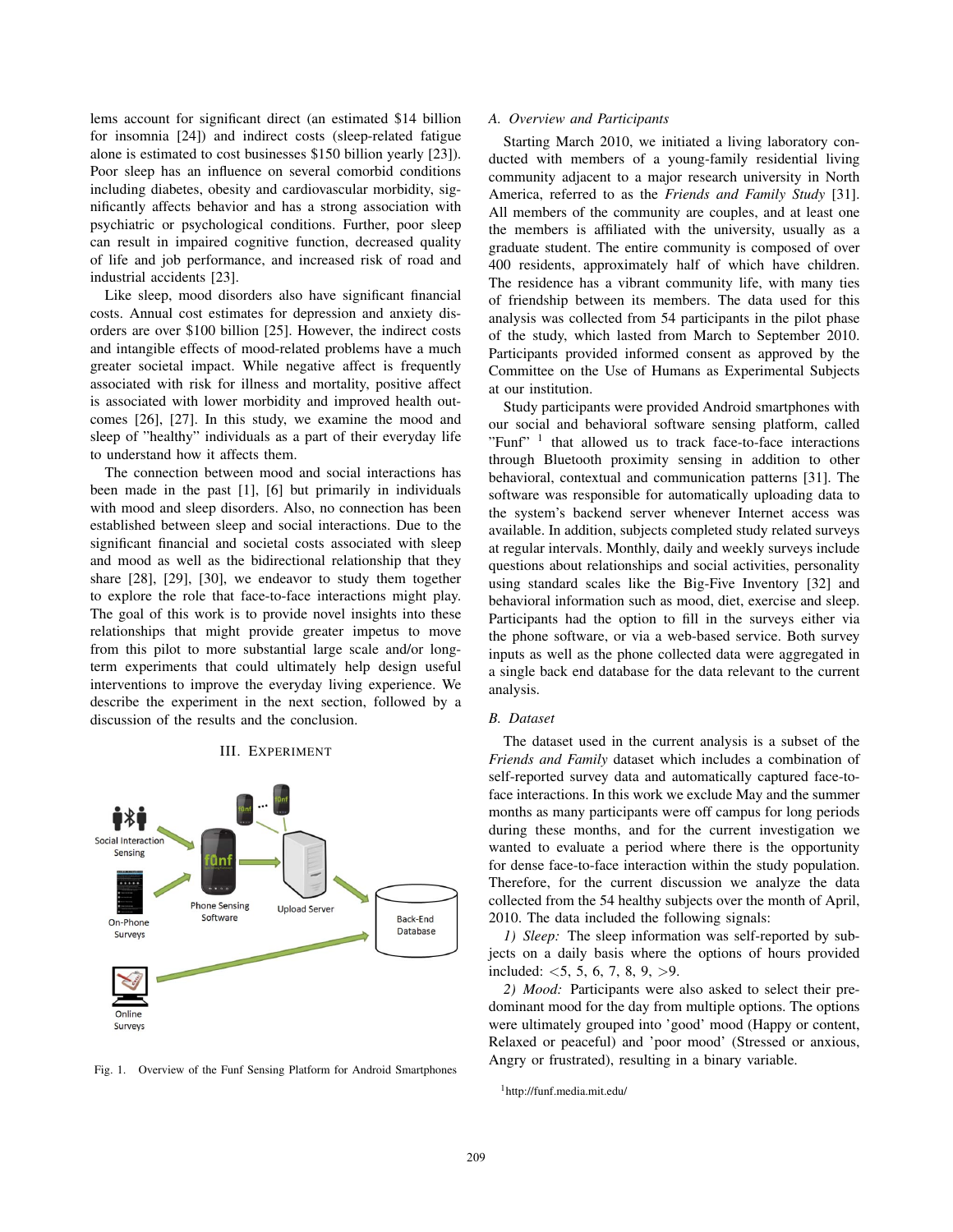lems account for significant direct (an estimated $14 billion for insomnia [24]) and indirect costs (sleep-related fatigue alone is estimated to cost businesses $150 billion yearly [23]). Poor sleep has an influence on several comorbid conditions including diabetes, obesity and cardiovascular morbidity, significantly affects behavior and has a strong association with psychiatric or psychological conditions. Further, poor sleep can result in impaired cognitive function, decreased quality of life and job performance, and increased risk of road and industrial accidents [23].

Like sleep, mood disorders also have significant financial costs. Annual cost estimates for depression and anxiety disorders are over $100 billion [25]. However, the indirect costs and intangible effects of mood-related problems have a much greater societal impact. While negative affect is frequently associated with risk for illness and mortality, positive affect is associated with lower morbidity and improved health outcomes [26], [27]. In this study, we examine the mood and sleep of "healthy" individuals as a part of their everyday life to understand how it affects them.

The connection between mood and social interactions has been made in the past [1], [6] but primarily in individuals with mood and sleep disorders. Also, no connection has been established between sleep and social interactions. Due to the significant financial and societal costs associated with sleep and mood as well as the bidirectional relationship that they share [28], [29], [30], we endeavor to study them together to explore the role that face-to-face interactions might play. The goal of this work is to provide novel insights into these relationships that might provide greater impetus to move from this pilot to more substantial large scale and/or long-term experiments that could ultimately help design useful interventions to improve the everyday living experience. We describe the experiment in the next section, followed by a discussion of the results and the conclusion.

## III. EXPERIMENT

Fig. 1. Overview of the Funf Sensing Platform for Android Smartphones

### A. Overview and Participants

Starting March 2010, we initiated a living laboratory conducted with members of a young-family residential living community adjacent to a major research university in North America, referred to as the *Friends and Family Study* [31]. All members of the community are couples, and at least one the members is affiliated with the university, usually as a graduate student. The entire community is composed of over 400 residents, approximately half of which have children. The residence has a vibrant community life, with many ties of friendship between its members. The data used for this analysis was collected from 54 participants in the pilot phase of the study, which lasted from March to September 2010. Participants provided informed consent as approved by the Committee on the Use of Humans as Experimental Subjects at our institution.

Study participants were provided Android smartphones with our social and behavioral software sensing platform, called "Funf" [1] that allowed us to track face-to-face interactions through Bluetooth proximity sensing in addition to other behavioral, contextual and communication patterns [31]. The software was responsible for automatically uploading data to the system's backend server whenever Internet access was available. In addition, subjects completed study related surveys at regular intervals. Monthly, daily and weekly surveys include questions about relationships and social activities, personality using standard scales like the Big-Five Inventory [32] and behavioral information such as mood, diet, exercise and sleep. Participants had the option to fill in the surveys either via the phone software, or via a web-based service. Both survey inputs as well as the phone collected data were aggregated in a single back end database for the data relevant to the current analysis.

### B. Dataset

The dataset used in the current analysis is a subset of the *Friends and Family* dataset which includes a combination of self-reported survey data and automatically captured face-to-face interactions. In this work we exclude May and the summer months as many participants were off campus for long periods during these months, and for the current investigation we wanted to evaluate a period where there is the opportunity for dense face-to-face interaction within the study population. Therefore, for the current discussion we analyze the data collected from the 54 healthy subjects over the month of April, 2010. The data included the following signals:

*1) Sleep:* The sleep information was self-reported by subjects on a daily basis where the options of hours provided included: <5, 5, 6, 7, 8, 9, >9.

*2) Mood:* Participants were also asked to select their predominant mood for the day from multiple options. The options were ultimately grouped into 'good' mood (Happy or content, Relaxed or peaceful) and 'poor mood' (Stressed or anxious, Angry or frustrated), resulting in a binary variable.

[1] http://funf.media.mit.edu/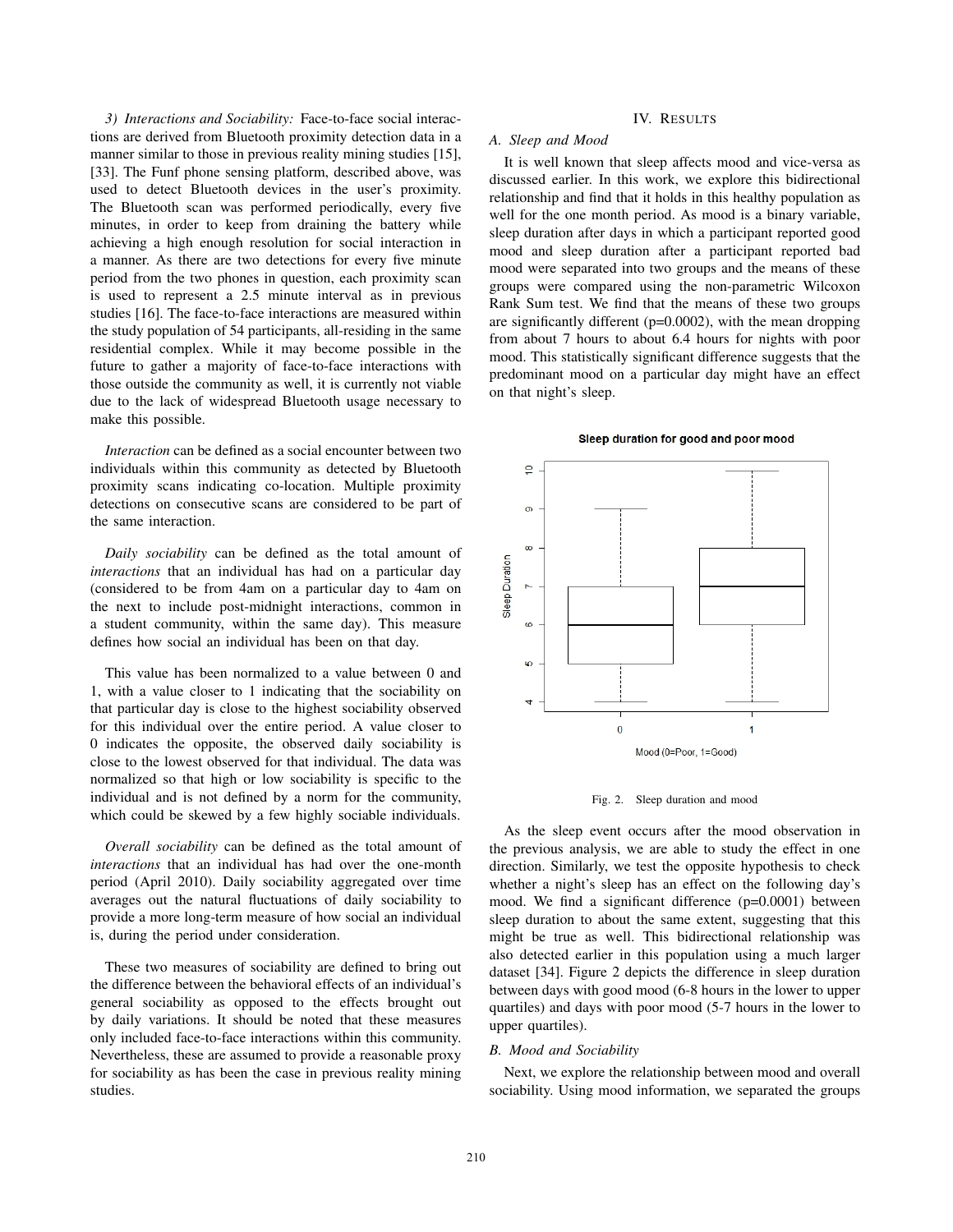*3) Interactions and Sociability:* Face-to-face social interactions are derived from Bluetooth proximity detection data in a manner similar to those in previous reality mining studies [15], [33]. The Funf phone sensing platform, described above, was used to detect Bluetooth devices in the user's proximity. The Bluetooth scan was performed periodically, every five minutes, in order to keep from draining the battery while achieving a high enough resolution for social interaction in a manner. As there are two detections for every five minute period from the two phones in question, each proximity scan is used to represent a 2.5 minute interval as in previous studies [16]. The face-to-face interactions are measured within the study population of 54 participants, all-residing in the same residential complex. While it may become possible in the future to gather a majority of face-to-face interactions with those outside the community as well, it is currently not viable due to the lack of widespread Bluetooth usage necessary to make this possible.

*Interaction* can be defined as a social encounter between two individuals within this community as detected by Bluetooth proximity scans indicating co-location. Multiple proximity detections on consecutive scans are considered to be part of the same interaction.

*Daily sociability* can be defined as the total amount of *interactions* that an individual has had on a particular day (considered to be from 4am on a particular day to 4am on the next to include post-midnight interactions, common in a student community, within the same day). This measure defines how social an individual has been on that day.

This value has been normalized to a value between 0 and 1, with a value closer to 1 indicating that the sociability on that particular day is close to the highest sociability observed for this individual over the entire period. A value closer to 0 indicates the opposite, the observed daily sociability is close to the lowest observed for that individual. The data was normalized so that high or low sociability is specific to the individual and is not defined by a norm for the community, which could be skewed by a few highly sociable individuals.

*Overall sociability* can be defined as the total amount of *interactions* that an individual has had over the one-month period (April 2010). Daily sociability aggregated over time averages out the natural fluctuations of daily sociability to provide a more long-term measure of how social an individual is, during the period under consideration.

These two measures of sociability are defined to bring out the difference between the behavioral effects of an individual's general sociability as opposed to the effects brought out by daily variations. It should be noted that these measures only included face-to-face interactions within this community. Nevertheless, these are assumed to provide a reasonable proxy for sociability as has been the case in previous reality mining studies.

## IV. Results

### A. Sleep and Mood

It is well known that sleep affects mood and vice-versa as discussed earlier. In this work, we explore this bidirectional relationship and find that it holds in this healthy population as well for the one month period. As mood is a binary variable, sleep duration after days in which a participant reported good mood and sleep duration after a participant reported bad mood were separated into two groups and the means of these groups were compared using the non-parametric Wilcoxon Rank Sum test. We find that the means of these two groups are significantly different ($p=0.0002$), with the mean dropping from about 7 hours to about 6.4 hours for nights with poor mood. This statistically significant difference suggests that the predominant mood on a particular day might have an effect on that night's sleep.

Fig. 2. Sleep duration and mood

As the sleep event occurs after the mood observation in the previous analysis, we are able to study the effect in one direction. Similarly, we test the opposite hypothesis to check whether a night's sleep has an effect on the following day's mood. We find a significant difference ($p=0.0001$) between sleep duration to about the same extent, suggesting that this might be true as well. This bidirectional relationship was also detected earlier in this population using a much larger dataset [34]. Figure 2 depicts the difference in sleep duration between days with good mood (6-8 hours in the lower to upper quartiles) and days with poor mood (5-7 hours in the lower to upper quartiles).

### B. Mood and Sociability

Next, we explore the relationship between mood and overall sociability. Using mood information, we separated the groups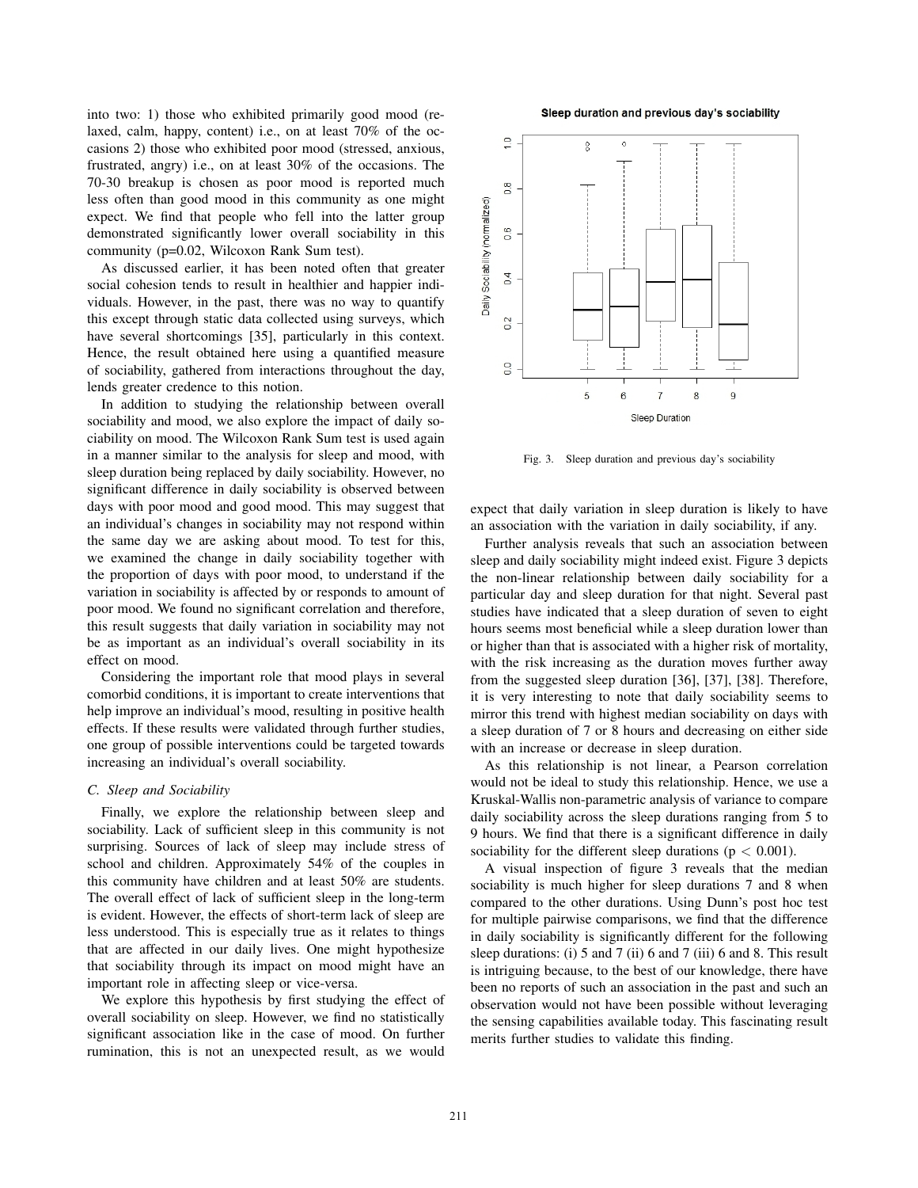into two: 1) those who exhibited primarily good mood (relaxed, calm, happy, content) i.e., on at least 70% of the occasions 2) those who exhibited poor mood (stressed, anxious, frustrated, angry) i.e., on at least 30% of the occasions. The 70-30 breakup is chosen as poor mood is reported much less often than good mood in this community as one might expect. We find that people who fell into the latter group demonstrated significantly lower overall sociability in this community (p=0.02, Wilcoxon Rank Sum test).

As discussed earlier, it has been noted often that greater social cohesion tends to result in healthier and happier individuals. However, in the past, there was no way to quantify this except through static data collected using surveys, which have several shortcomings [35], particularly in this context. Hence, the result obtained here using a quantified measure of sociability, gathered from interactions throughout the day, lends greater credence to this notion.

In addition to studying the relationship between overall sociability and mood, we also explore the impact of daily sociability on mood. The Wilcoxon Rank Sum test is used again in a manner similar to the analysis for sleep and mood, with sleep duration being replaced by daily sociability. However, no significant difference in daily sociability is observed between days with poor mood and good mood. This may suggest that an individual's changes in sociability may not respond within the same day we are asking about mood. To test for this, we examined the change in daily sociability together with the proportion of days with poor mood, to understand if the variation in sociability is affected by or responds to amount of poor mood. We found no significant correlation and therefore, this result suggests that daily variation in sociability may not be as important as an individual's overall sociability in its effect on mood.

Considering the important role that mood plays in several comorbid conditions, it is important to create interventions that help improve an individual's mood, resulting in positive health effects. If these results were validated through further studies, one group of possible interventions could be targeted towards increasing an individual's overall sociability.

### *C. Sleep and Sociability*

Finally, we explore the relationship between sleep and sociability. Lack of sufficient sleep in this community is not surprising. Sources of lack of sleep may include stress of school and children. Approximately 54% of the couples in this community have children and at least 50% are students. The overall effect of lack of sufficient sleep in the long-term is evident. However, the effects of short-term lack of sleep are less understood. This is especially true as it relates to things that are affected in our daily lives. One might hypothesize that sociability through its impact on mood might have an important role in affecting sleep or vice-versa.

We explore this hypothesis by first studying the effect of overall sociability on sleep. However, we find no statistically significant association like in the case of mood. On further rumination, this is not an unexpected result, as we would expect that daily variation in sleep duration is likely to have an association with the variation in daily sociability, if any.

Sleep duration and previous day's sociability

Daily Sociability (normalized)

0.0
0.2
0.4
0.6
0.8
1.0

5
6
7
8
9

Sleep Duration

Fig. 3. Sleep duration and previous day's sociability

Further analysis reveals that such an association between sleep and daily sociability might indeed exist. Figure 3 depicts the non-linear relationship between daily sociability for a particular day and sleep duration for that night. Several past studies have indicated that a sleep duration of seven to eight hours seems most beneficial while a sleep duration lower than or higher than that is associated with a higher risk of mortality, with the risk increasing as the duration moves further away from the suggested sleep duration [36], [37], [38]. Therefore, it is very interesting to note that daily sociability seems to mirror this trend with highest median sociability on days with a sleep duration of 7 or 8 hours and decreasing on either side with an increase or decrease in sleep duration.

As this relationship is not linear, a Pearson correlation would not be ideal to study this relationship. Hence, we use a Kruskal-Wallis non-parametric analysis of variance to compare daily sociability across the sleep durations ranging from 5 to 9 hours. We find that there is a significant difference in daily sociability for the different sleep durations ($p < 0.001$).

A visual inspection of figure 3 reveals that the median sociability is much higher for sleep durations 7 and 8 when compared to the other durations. Using Dunn's post hoc test for multiple pairwise comparisons, we find that the difference in daily sociability is significantly different for the following sleep durations: (i) 5 and 7 (ii) 6 and 7 (iii) 6 and 8. This result is intriguing because, to the best of our knowledge, there have been no reports of such an association in the past and such an observation would not have been possible without leveraging the sensing capabilities available today. This fascinating result merits further studies to validate this finding.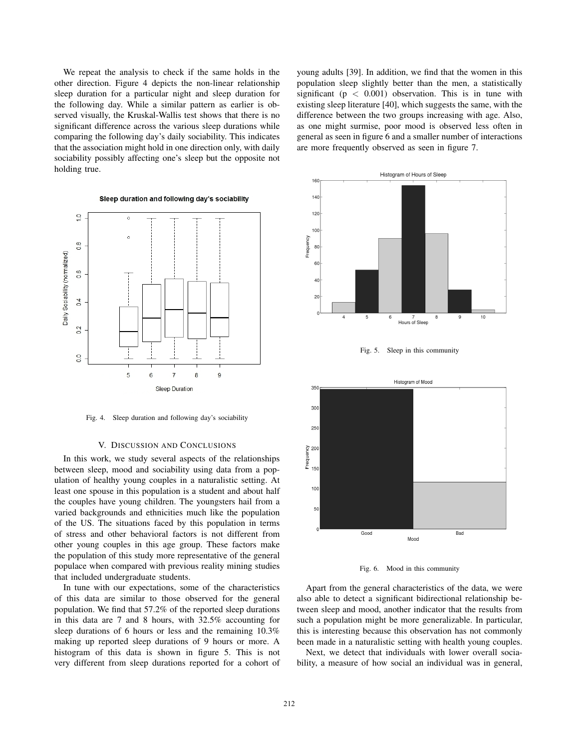We repeat the analysis to check if the same holds in the other direction. Figure 4 depicts the non-linear relationship sleep duration for a particular night and sleep duration for the following day. While a similar pattern as earlier is observed visually, the Kruskal-Wallis test shows that there is no significant difference across the various sleep durations while comparing the following day's daily sociability. This indicates that the association might hold in one direction only, with daily sociability possibly affecting one's sleep but the opposite not holding true.

Fig. 4. Sleep duration and following day's sociability

## V. Discussion and Conclusions

In this work, we study several aspects of the relationships between sleep, mood and sociability using data from a population of healthy young couples in a naturalistic setting. At least one spouse in this population is a student and about half the couples have young children. The youngsters hail from a varied backgrounds and ethnicities much like the population of the US. The situations faced by this population in terms of stress and other behavioral factors is not different from other young couples in this age group. These factors make the population of this study more representative of the general populace when compared with previous reality mining studies that included undergraduate students.

In tune with our expectations, some of the characteristics of this data are similar to those observed for the general population. We find that 57.2% of the reported sleep durations in this data are 7 and 8 hours, with 32.5% accounting for sleep durations of 6 hours or less and the remaining 10.3% making up reported sleep durations of 9 hours or more. A histogram of this data is shown in figure 5. This is not very different from sleep durations reported for a cohort of young adults [39]. In addition, we find that the women in this population sleep slightly better than the men, a statistically significant ($p < 0.001$) observation. This is in tune with existing sleep literature [40], which suggests the same, with the difference between the two groups increasing with age. Also, as one might surmise, poor mood is observed less often in general as seen in figure 6 and a smaller number of interactions are more frequently observed as seen in figure 7.

Fig. 5. Sleep in this community

Fig. 6. Mood in this community

Apart from the general characteristics of the data, we were also able to detect a significant bidirectional relationship between sleep and mood, another indicator that the results from such a population might be more generalizable. In particular, this is interesting because this observation has not commonly been made in a naturalistic setting with health young couples.

Next, we detect that individuals with lower overall sociability, a measure of how social an individual was in general,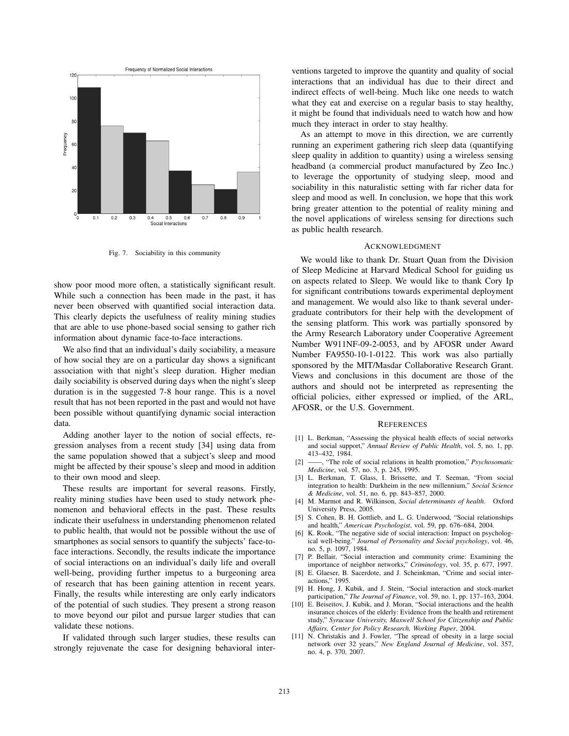Fig. 7. Sociability in this community

show poor mood more often, a statistically significant result. While such a connection has been made in the past, it has never been observed with quantified social interaction data. This clearly depicts the usefulness of reality mining studies that are able to use phone-based social sensing to gather rich information about dynamic face-to-face interactions.

We also find that an individual's daily sociability, a measure of how social they are on a particular day shows a significant association with that night's sleep duration. Higher median daily sociability is observed during days when the night's sleep duration is in the suggested 7-8 hour range. This is a novel result that has not been reported in the past and would not have been possible without quantifying dynamic social interaction data.

Adding another layer to the notion of social effects, regression analyses from a recent study [34] using data from the same population showed that a subject's sleep and mood might be affected by their spouse's sleep and mood in addition to their own mood and sleep.

These results are important for several reasons. Firstly, reality mining studies have been used to study network phenomenon and behavioral effects in the past. These results indicate their usefulness in understanding phenomenon related to public health, that would not be possible without the use of smartphones as social sensors to quantify the subjects' face-to-face interactions. Secondly, the results indicate the importance of social interactions on an individual's daily life and overall well-being, providing further impetus to a burgeoning area of research that has been gaining attention in recent years. Finally, the results while interesting are only early indicators of the potential of such studies. They present a strong reason to move beyond our pilot and pursue larger studies that can validate these notions.

If validated through such larger studies, these results can strongly rejuvenate the case for designing behavioral interventions targeted to improve the quantity and quality of social interactions that an individual has due to their direct and indirect effects of well-being. Much like one needs to watch what they eat and exercise on a regular basis to stay healthy, it might be found that individuals need to watch how and how much they interact in order to stay healthy.

As an attempt to move in this direction, we are currently running an experiment gathering rich sleep data (quantifying sleep quality in addition to quantity) using a wireless sensing headband (a commercial product manufactured by Zeo Inc.) to leverage the opportunity of studying sleep, mood and sociability in this naturalistic setting with far richer data for sleep and mood as well. In conclusion, we hope that this work bring greater attention to the potential of reality mining and the novel applications of wireless sensing for directions such as public health research.

## Acknowledgment

We would like to thank Dr. Stuart Quan from the Division of Sleep Medicine at Harvard Medical School for guiding us on aspects related to Sleep. We would like to thank Cory Ip for significant contributions towards experimental deployment and management. We would also like to thank several undergraduate contributors for their help with the development of the sensing platform. This work was partially sponsored by the Army Research Laboratory under Cooperative Agreement Number W911NF-09-2-0053, and by AFOSR under Award Number FA9550-10-1-0122. This work was also partially sponsored by the MIT/Masdar Collaborative Research Grant. Views and conclusions in this document are those of the authors and should not be interpreted as representing the official policies, either expressed or implied, of the ARL, AFOSR, or the U.S. Government.

## References

[1] L. Berkman, "Assessing the physical health effects of social networks and social support," *Annual Review of Public Health*, vol. 5, no. 1, pp. 413–432, 1984.

[2] ——, "The role of social relations in health promotion," *Psychosomatic Medicine*, vol. 57, no. 3, p. 245, 1995.

[3] L. Berkman, T. Glass, I. Brissette, and T. Seeman, "From social integration to health: Durkheim in the new millennium," *Social Science & Medicine*, vol. 51, no. 6, pp. 843–857, 2000.

[4] M. Marmot and R. Wilkinson, *Social determinants of health.* Oxford University Press, 2005.

[5] S. Cohen, B. H. Gottlieb, and L. G. Underwood, "Social relationships and health," *American Psychologist*, vol. 59, pp. 676–684, 2004.

[6] K. Rook, "The negative side of social interaction: Impact on psychological well-being." *Journal of Personality and Social psychology*, vol. 46, no. 5, p. 1097, 1984.

[7] P. Bellair, "Social interaction and community crime: Examining the importance of neighbor networks," *Criminology*, vol. 35, p. 677, 1997.

[8] E. Glaeser, B. Sacerdote, and J. Scheinkman, "Crime and social interactions," 1995.

[9] H. Hong, J. Kubik, and J. Stein, "Social interaction and stock-market participation," *The Journal of Finance*, vol. 59, no. 1, pp. 137–163, 2004.

[10] E. Beiseitov, J. Kubik, and J. Moran, "Social interactions and the health insurance choices of the elderly: Evidence from the health and retirement study," *Syracuse University, Maxwell School for Citizenship and Public Affairs, Center for Policy Research, Working Paper*, 2004.

[11] N. Christakis and J. Fowler, "The spread of obesity in a large social network over 32 years," *New England Journal of Medicine*, vol. 357, no. 4, p. 370, 2007.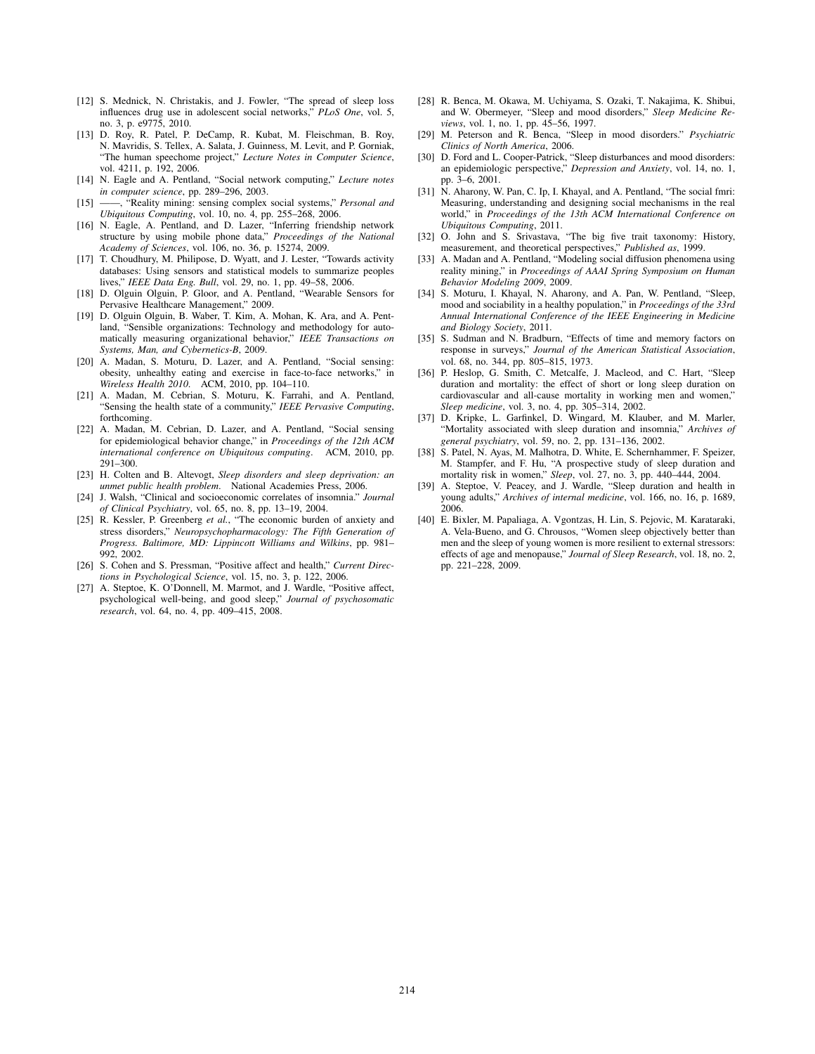[12] S. Mednick, N. Christakis, and J. Fowler, "The spread of sleep loss influences drug use in adolescent social networks," *PLoS One*, vol. 5, no. 3, p. e9775, 2010.

[13] D. Roy, R. Patel, P. DeCamp, R. Kubat, M. Fleischman, B. Roy, N. Mavridis, S. Tellex, A. Salata, J. Guinness, M. Levit, and P. Gorniak, "The human speechome project," *Lecture Notes in Computer Science*, vol. 4211, p. 192, 2006.

[14] N. Eagle and A. Pentland, "Social network computing," *Lecture notes in computer science*, pp. 289–296, 2003.

[15] ——, "Reality mining: sensing complex social systems," *Personal and Ubiquitous Computing*, vol. 10, no. 4, pp. 255–268, 2006.

[16] N. Eagle, A. Pentland, and D. Lazer, "Inferring friendship network structure by using mobile phone data," *Proceedings of the National Academy of Sciences*, vol. 106, no. 36, p. 15274, 2009.

[17] T. Choudhury, M. Philipose, D. Wyatt, and J. Lester, "Towards activity databases: Using sensors and statistical models to summarize peoples lives," *IEEE Data Eng. Bull*, vol. 29, no. 1, pp. 49–58, 2006.

[18] D. Olguin Olguin, P. Gloor, and A. Pentland, "Wearable Sensors for Pervasive Healthcare Management," 2009.

[19] D. Olguin Olguin, B. Waber, T. Kim, A. Mohan, K. Ara, and A. Pentland, "Sensible organizations: Technology and methodology for automatically measuring organizational behavior," *IEEE Transactions on Systems, Man, and Cybernetics-B*, 2009.

[20] A. Madan, S. Moturu, D. Lazer, and A. Pentland, "Social sensing: obesity, unhealthy eating and exercise in face-to-face networks," in *Wireless Health 2010*. ACM, 2010, pp. 104–110.

[21] A. Madan, M. Cebrian, S. Moturu, K. Farrahi, and A. Pentland, "Sensing the health state of a community," *IEEE Pervasive Computing*, forthcoming.

[22] A. Madan, M. Cebrian, D. Lazer, and A. Pentland, "Social sensing for epidemiological behavior change," in *Proceedings of the 12th ACM international conference on Ubiquitous computing*. ACM, 2010, pp. 291–300.

[23] H. Colten and B. Altevogt, *Sleep disorders and sleep deprivation: an unmet public health problem*. National Academies Press, 2006.

[24] J. Walsh, "Clinical and socioeconomic correlates of insomnia." *Journal of Clinical Psychiatry*, vol. 65, no. 8, pp. 13–19, 2004.

[25] R. Kessler, P. Greenberg *et al.*, "The economic burden of anxiety and stress disorders," *Neuropsychopharmacology: The Fifth Generation of Progress. Baltimore, MD: Lippincott Williams and Wilkins*, pp. 981–992, 2002.

[26] S. Cohen and S. Pressman, "Positive affect and health," *Current Directions in Psychological Science*, vol. 15, no. 3, p. 122, 2006.

[27] A. Steptoe, K. O'Donnell, M. Marmot, and J. Wardle, "Positive affect, psychological well-being, and good sleep," *Journal of psychosomatic research*, vol. 64, no. 4, pp. 409–415, 2008.

[28] R. Benca, M. Okawa, M. Uchiyama, S. Ozaki, T. Nakajima, K. Shibui, and W. Obermeyer, "Sleep and mood disorders," *Sleep Medicine Reviews*, vol. 1, no. 1, pp. 45–56, 1997.

[29] M. Peterson and R. Benca, "Sleep in mood disorders." *Psychiatric Clinics of North America*, 2006.

[30] D. Ford and L. Cooper-Patrick, "Sleep disturbances and mood disorders: an epidemiologic perspective," *Depression and Anxiety*, vol. 14, no. 1, pp. 3–6, 2001.

[31] N. Aharony, W. Pan, C. Ip, I. Khayal, and A. Pentland, "The social fmri: Measuring, understanding and designing social mechanisms in the real world," in *Proceedings of the 13th ACM International Conference on Ubiquitous Computing*, 2011.

[32] O. John and S. Srivastava, "The big five trait taxonomy: History, measurement, and theoretical perspectives," *Published as*, 1999.

[33] A. Madan and A. Pentland, "Modeling social diffusion phenomena using reality mining," in *Proceedings of AAAI Spring Symposium on Human Behavior Modeling 2009*, 2009.

[34] S. Moturu, I. Khayal, N. Aharony, and A. Pan, W. Pentland, "Sleep, mood and sociability in a healthy population," in *Proceedings of the 33rd Annual International Conference of the IEEE Engineering in Medicine and Biology Society*, 2011.

[35] S. Sudman and N. Bradburn, "Effects of time and memory factors on response in surveys," *Journal of the American Statistical Association*, vol. 68, no. 344, pp. 805–815, 1973.

[36] P. Heslop, G. Smith, C. Metcalfe, J. Macleod, and C. Hart, "Sleep duration and mortality: the effect of short or long sleep duration on cardiovascular and all-cause mortality in working men and women," *Sleep medicine*, vol. 3, no. 4, pp. 305–314, 2002.

[37] D. Kripke, L. Garfinkel, D. Wingard, M. Klauber, and M. Marler, "Mortality associated with sleep duration and insomnia," *Archives of general psychiatry*, vol. 59, no. 2, pp. 131–136, 2002.

[38] S. Patel, N. Ayas, M. Malhotra, D. White, E. Schernhammer, F. Speizer, M. Stampfer, and F. Hu, "A prospective study of sleep duration and mortality risk in women," *Sleep*, vol. 27, no. 3, pp. 440–444, 2004.

[39] A. Steptoe, V. Peacey, and J. Wardle, "Sleep duration and health in young adults," *Archives of internal medicine*, vol. 166, no. 16, p. 1689, 2006.

[40] E. Bixler, M. Papaliaga, A. Vgontzas, H. Lin, S. Pejovic, M. Karataraki, A. Vela-Bueno, and G. Chrousos, "Women sleep objectively better than men and the sleep of young women is more resilient to external stressors: effects of age and menopause," *Journal of Sleep Research*, vol. 18, no. 2, pp. 221–228, 2009.